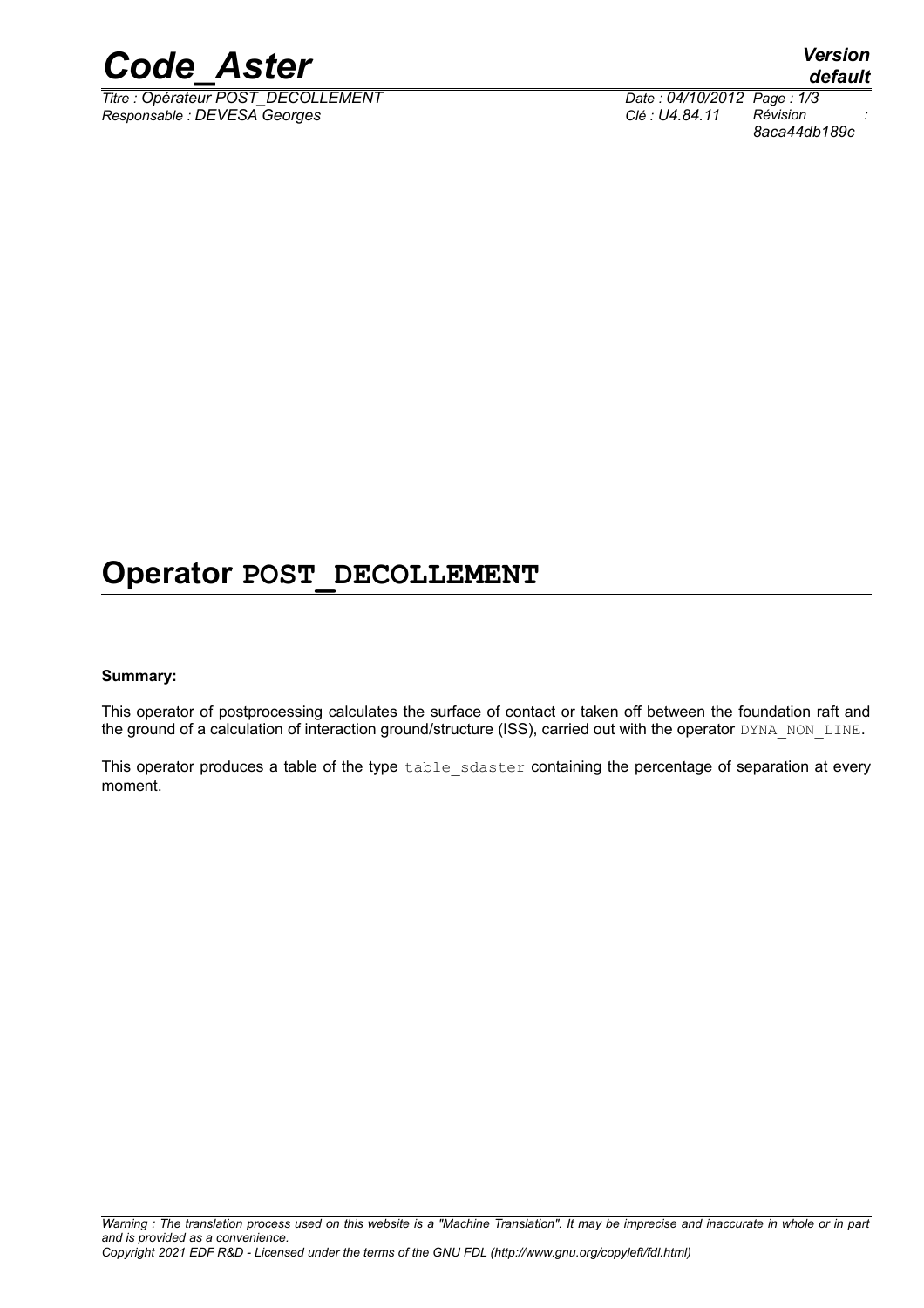# Operator POST_DECOLLEMENT

**Summary:**

This operator of postprocessing calculates the surface of contact or taken off between the foundation raft and the ground of a calculation of interaction ground/structure (ISS), carried out with the operator DYNA_NON_LINE.

This operator produces a table of the type table_sdaster containing the percentage of separation at every moment.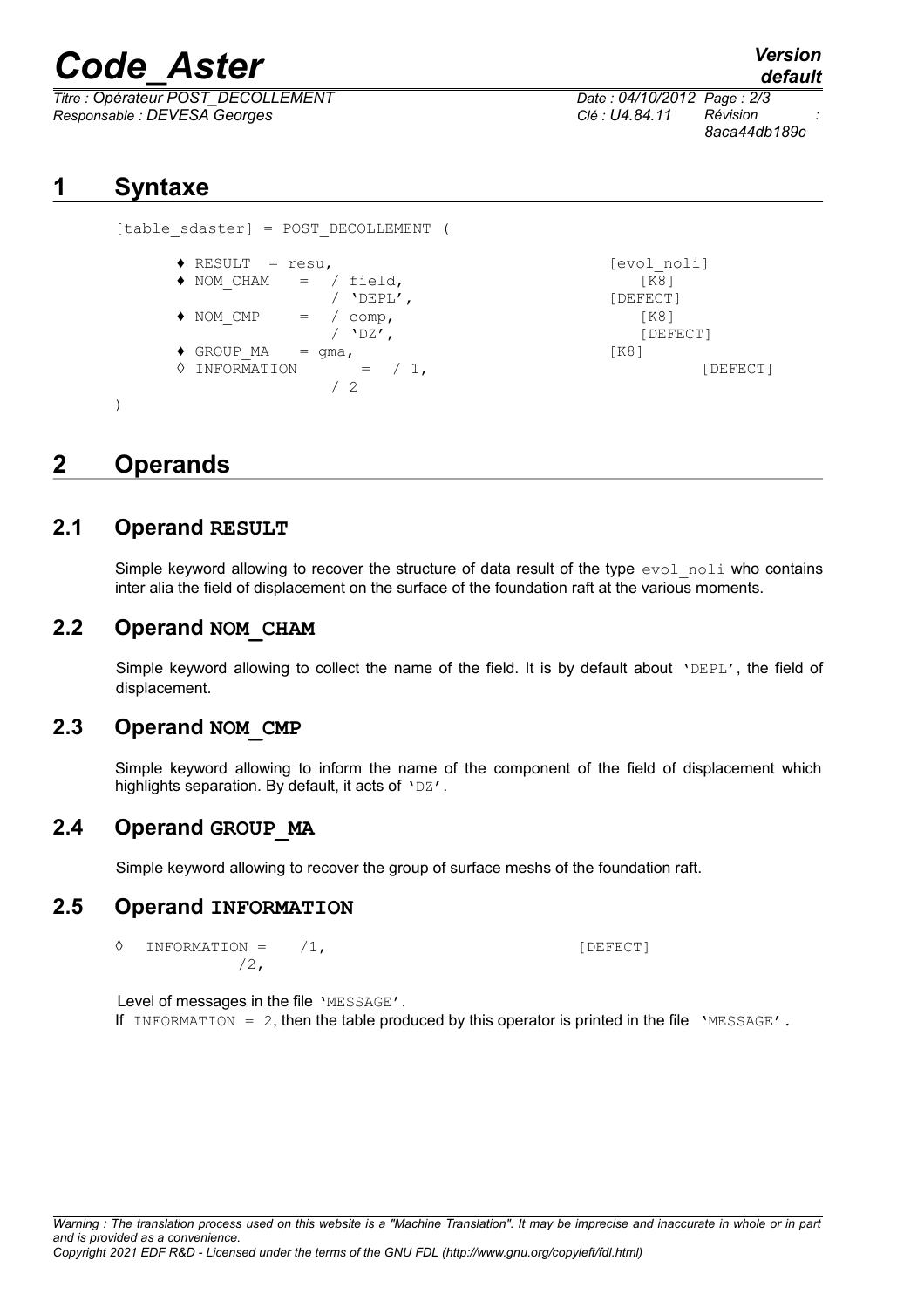# 1 Syntaxe

```
[table_sdaster] = POST_DECOLLEMENT (

      ♦ RESULT  = resu,                              [evol_noli]
      ♦ NOM_CHAM   =  / field,                          [K8]
                      / 'DEPL',                      [DEFECT]
      ♦ NOM_CMP    =  / comp,                           [K8]
                      / 'DZ',                           [DEFECT]
      ♦ GROUP_MA   = gma,                            [K8]
      ◊ INFORMATION       =  / 1,                              [DEFECT]
                      / 2
)
```

# 2 Operands

## 2.1 Operand RESULT

Simple keyword allowing to recover the structure of data result of the type `evol_noli` who contains inter alia the field of displacement on the surface of the foundation raft at the various moments.

## 2.2 Operand NOM_CHAM

Simple keyword allowing to collect the name of the field. It is by default about `'DEPL'`, the field of displacement.

## 2.3 Operand NOM_CMP

Simple keyword allowing to inform the name of the component of the field of displacement which highlights separation. By default, it acts of `'DZ'`.

## 2.4 Operand GROUP_MA

Simple keyword allowing to recover the group of surface meshs of the foundation raft.

## 2.5 Operand INFORMATION

```
◊  INFORMATION =    /1,                              [DEFECT]
               /2,
```

Level of messages in the file `'MESSAGE'`.

If `INFORMATION = 2`, then the table produced by this operator is printed in the file `'MESSAGE'`.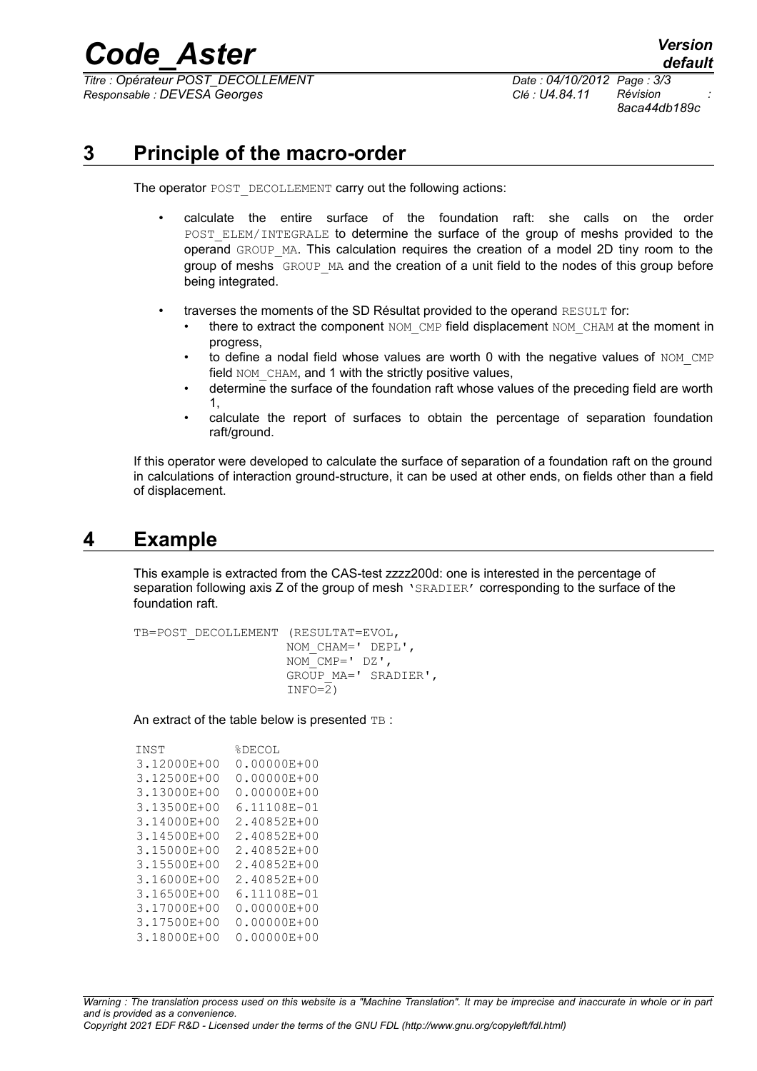# 3 Principle of the macro-order

The operator `POST_DECOLLEMENT` carry out the following actions:

- calculate the entire surface of the foundation raft: she calls on the order `POST_ELEM/INTEGRALE` to determine the surface of the group of meshs provided to the operand `GROUP_MA`. This calculation requires the creation of a model 2D tiny room to the group of meshs `GROUP_MA` and the creation of a unit field to the nodes of this group before being integrated.
- traverses the moments of the SD Résultat provided to the operand `RESULT` for:
  - there to extract the component `NOM_CMP` field displacement `NOM_CHAM` at the moment in progress,
  - to define a nodal field whose values are worth 0 with the negative values of `NOM_CMP` field `NOM_CHAM`, and 1 with the strictly positive values,
  - determine the surface of the foundation raft whose values of the preceding field are worth 1,
  - calculate the report of surfaces to obtain the percentage of separation foundation raft/ground.

If this operator were developed to calculate the surface of separation of a foundation raft on the ground in calculations of interaction ground-structure, it can be used at other ends, on fields other than a field of displacement.

# 4 Example

This example is extracted from the CAS-test zzzz200d: one is interested in the percentage of separation following axis Z of the group of mesh 'SRADIER' corresponding to the surface of the foundation raft.

```
TB=POST_DECOLLEMENT (RESULTAT=EVOL,
                    NOM_CHAM=' DEPL',
                    NOM_CMP=' DZ',
                    GROUP_MA=' SRADIER',
                    INFO=2)
```

An extract of the table below is presented `TB` :

```
INST          %DECOL
3.12000E+00   0.00000E+00
3.12500E+00   0.00000E+00
3.13000E+00   0.00000E+00
3.13500E+00   6.11108E-01
3.14000E+00   2.40852E+00
3.14500E+00   2.40852E+00
3.15000E+00   2.40852E+00
3.15500E+00   2.40852E+00
3.16000E+00   2.40852E+00
3.16500E+00   6.11108E-01
3.17000E+00   0.00000E+00
3.17500E+00   0.00000E+00
3.18000E+00   0.00000E+00
```